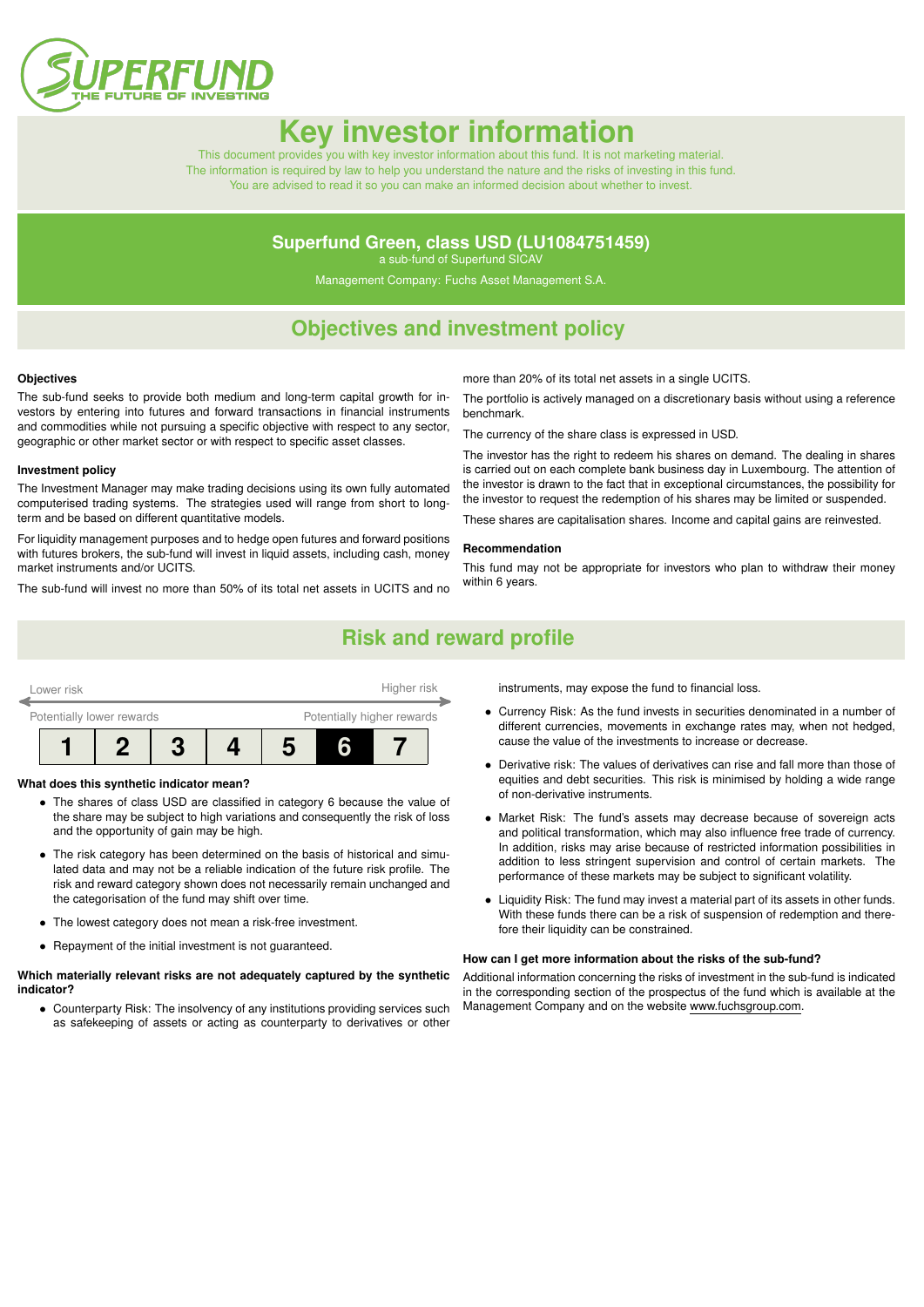# Key investor information

This document provides you with key investor information about this fund. It is not marketing material. The information is required by law to help you understand the nature and the risks of investing in this fund. You are advised to read it so you can make an informed decision about whether to invest.

## Superfund Green, class USD (LU1084751459)

a sub-fund of Superfund SICAV

Management Company: Fuchs Asset Management S.A.

## Objectives and investment policy

**Objectives**

The sub-fund seeks to provide both medium and long-term capital growth for investors by entering into futures and forward transactions in financial instruments and commodities while not pursuing a specific objective with respect to any sector, geographic or other market sector or with respect to specific asset classes.

**Investment policy**

The Investment Manager may make trading decisions using its own fully automated computerised trading systems. The strategies used will range from short to long-term and be based on different quantitative models.

For liquidity management purposes and to hedge open futures and forward positions with futures brokers, the sub-fund will invest in liquid assets, including cash, money market instruments and/or UCITS.

The sub-fund will invest no more than 50% of its total net assets in UCITS and no more than 20% of its total net assets in a single UCITS.

The portfolio is actively managed on a discretionary basis without using a reference benchmark.

The currency of the share class is expressed in USD.

The investor has the right to redeem his shares on demand. The dealing in shares is carried out on each complete bank business day in Luxembourg. The attention of the investor is drawn to the fact that in exceptional circumstances, the possibility for the investor to request the redemption of his shares may be limited or suspended.

These shares are capitalisation shares. Income and capital gains are reinvested.

**Recommendation**

This fund may not be appropriate for investors who plan to withdraw their money within 6 years.

## Risk and reward profile

Lower risk — Higher risk

Potentially lower rewards — Potentially higher rewards

| 1 | 2 | 3 | 4 | 5 | **6** | 7 |
|---|---|---|---|---|---|---|

**What does this synthetic indicator mean?**

- The shares of class USD are classified in category 6 because the value of the share may be subject to high variations and consequently the risk of loss and the opportunity of gain may be high.
- The risk category has been determined on the basis of historical and simulated data and may not be a reliable indication of the future risk profile. The risk and reward category shown does not necessarily remain unchanged and the categorisation of the fund may shift over time.
- The lowest category does not mean a risk-free investment.
- Repayment of the initial investment is not guaranteed.

**Which materially relevant risks are not adequately captured by the synthetic indicator?**

- Counterparty Risk: The insolvency of any institutions providing services such as safekeeping of assets or acting as counterparty to derivatives or other instruments, may expose the fund to financial loss.
- Currency Risk: As the fund invests in securities denominated in a number of different currencies, movements in exchange rates may, when not hedged, cause the value of the investments to increase or decrease.
- Derivative risk: The values of derivatives can rise and fall more than those of equities and debt securities. This risk is minimised by holding a wide range of non-derivative instruments.
- Market Risk: The fund's assets may decrease because of sovereign acts and political transformation, which may also influence free trade of currency. In addition, risks may arise because of restricted information possibilities in addition to less stringent supervision and control of certain markets. The performance of these markets may be subject to significant volatility.
- Liquidity Risk: The fund may invest a material part of its assets in other funds. With these funds there can be a risk of suspension of redemption and therefore their liquidity can be constrained.

**How can I get more information about the risks of the sub-fund?**

Additional information concerning the risks of investment in the sub-fund is indicated in the corresponding section of the prospectus of the fund which is available at the Management Company and on the website www.fuchsgroup.com.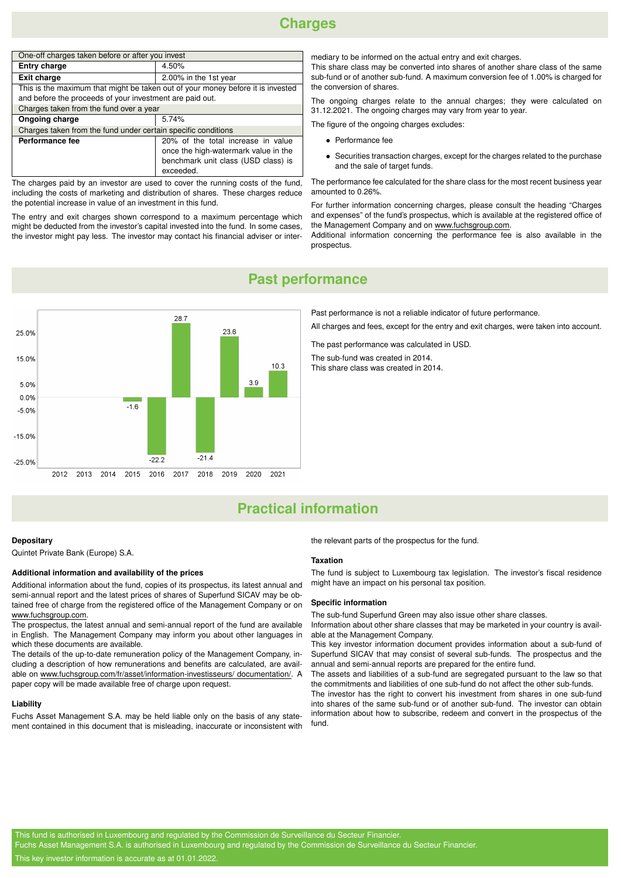## Charges

| One-off charges taken before or after you invest | |
|---|---|
| **Entry charge** | 4.50% |
| **Exit charge** | 2.00% in the 1st year |
| This is the maximum that might be taken out of your money before it is invested and before the proceeds of your investment are paid out. | |
| Charges taken from the fund over a year | |
| **Ongoing charge** | 5.74% |
| Charges taken from the fund under certain specific conditions | |
| **Performance fee** | 20% of the total increase in value once the high-watermark value in the benchmark unit class (USD class) is exceeded. |

The charges paid by an investor are used to cover the running costs of the fund, including the costs of marketing and distribution of shares. These charges reduce the potential increase in value of an investment in this fund.

The entry and exit charges shown correspond to a maximum percentage which might be deducted from the investor's capital invested into the fund. In some cases, the investor might pay less. The investor may contact his financial adviser or intermediary to be informed on the actual entry and exit charges.

This share class may be converted into shares of another share class of the same sub-fund or of another sub-fund. A maximum conversion fee of 1.00% is charged for the conversion of shares.

The ongoing charges relate to the annual charges; they were calculated on 31.12.2021. The ongoing charges may vary from year to year.

The figure of the ongoing charges excludes:

- Performance fee
- Securities transaction charges, except for the charges related to the purchase and the sale of target funds.

The performance fee calculated for the share class for the most recent business year amounted to 0.26%.

For further information concerning charges, please consult the heading "Charges and expenses" of the fund's prospectus, which is available at the registered office of the Management Company and on www.fuchsgroup.com.

Additional information concerning the performance fee is also available in the prospectus.

## Past performance

25.0%
15.0%
5.0%
0.0%
-5.0%
-15.0%
-25.0%

2012 2013 2014 2015 2016 2017 2018 2019 2020 2021

-1.6 -22.2 28.7 -21.4 23.6 3.9 10.3

Past performance is not a reliable indicator of future performance.

All charges and fees, except for the entry and exit charges, were taken into account.

The past performance was calculated in USD.

The sub-fund was created in 2014.
This share class was created in 2014.

## Practical information

**Depositary**

Quintet Private Bank (Europe) S.A.

**Additional information and availability of the prices**

Additional information about the fund, copies of its prospectus, its latest annual and semi-annual report and the latest prices of shares of Superfund SICAV may be obtained free of charge from the registered office of the Management Company or on www.fuchsgroup.com.

The prospectus, the latest annual and semi-annual report of the fund are available in English. The Management Company may inform you about other languages in which these documents are available.

The details of the up-to-date remuneration policy of the Management Company, including a description of how remunerations and benefits are calculated, are available on www.fuchsgroup.com/fr/asset/information-investisseurs/ documentation/. A paper copy will be made available free of charge upon request.

**Liability**

Fuchs Asset Management S.A. may be held liable only on the basis of any statement contained in this document that is misleading, inaccurate or inconsistent with the relevant parts of the prospectus for the fund.

**Taxation**

The fund is subject to Luxembourg tax legislation. The investor's fiscal residence might have an impact on his personal tax position.

**Specific information**

The sub-fund Superfund Green may also issue other share classes.

Information about other share classes that may be marketed in your country is available at the Management Company.

This key investor information document provides information about a sub-fund of Superfund SICAV that may consist of several sub-funds. The prospectus and the annual and semi-annual reports are prepared for the entire fund.

The assets and liabilities of a sub-fund are segregated pursuant to the law so that the commitments and liabilities of one sub-fund do not affect the other sub-funds.

The investor has the right to convert his investment from shares in one sub-fund into shares of the same sub-fund or of another sub-fund. The investor can obtain information about how to subscribe, redeem and convert in the prospectus of the fund.

This fund is authorised in Luxembourg and regulated by the Commission de Surveillance du Secteur Financier.
Fuchs Asset Management S.A. is authorised in Luxembourg and regulated by the Commission de Surveillance du Secteur Financier.

This key investor information is accurate as at 01.01.2022.